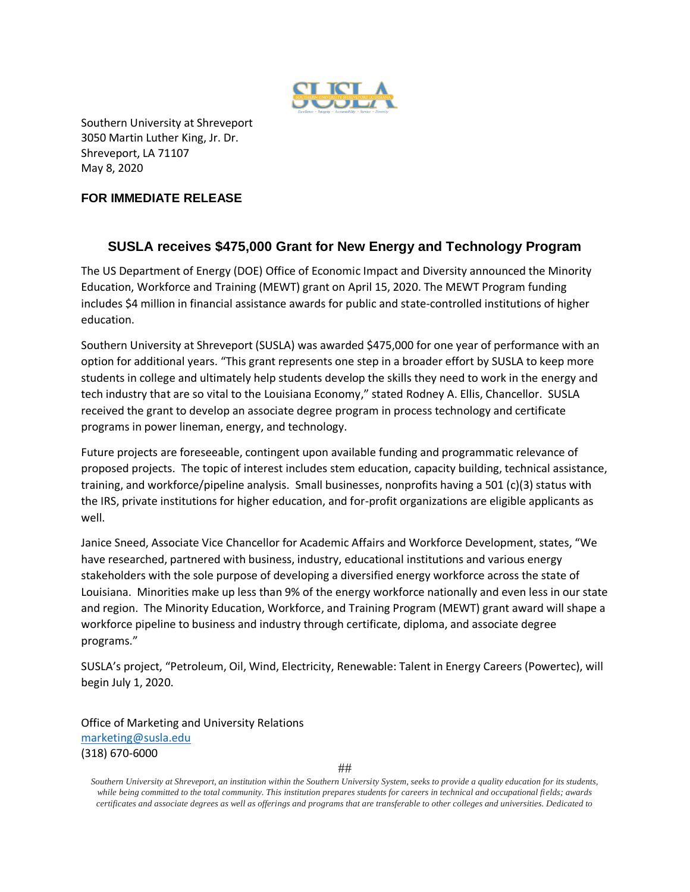Southern University at Shreveport
3050 Martin Luther King, Jr. Dr.
Shreveport, LA 71107
May 8, 2020

**FOR IMMEDIATE RELEASE**

## SUSLA receives $475,000 Grant for New Energy and Technology Program

The US Department of Energy (DOE) Office of Economic Impact and Diversity announced the Minority Education, Workforce and Training (MEWT) grant on April 15, 2020. The MEWT Program funding includes $4 million in financial assistance awards for public and state-controlled institutions of higher education.

Southern University at Shreveport (SUSLA) was awarded $475,000 for one year of performance with an option for additional years. "This grant represents one step in a broader effort by SUSLA to keep more students in college and ultimately help students develop the skills they need to work in the energy and tech industry that are so vital to the Louisiana Economy," stated Rodney A. Ellis, Chancellor. SUSLA received the grant to develop an associate degree program in process technology and certificate programs in power lineman, energy, and technology.

Future projects are foreseeable, contingent upon available funding and programmatic relevance of proposed projects. The topic of interest includes stem education, capacity building, technical assistance, training, and workforce/pipeline analysis. Small businesses, nonprofits having a 501 (c)(3) status with the IRS, private institutions for higher education, and for-profit organizations are eligible applicants as well.

Janice Sneed, Associate Vice Chancellor for Academic Affairs and Workforce Development, states, "We have researched, partnered with business, industry, educational institutions and various energy stakeholders with the sole purpose of developing a diversified energy workforce across the state of Louisiana. Minorities make up less than 9% of the energy workforce nationally and even less in our state and region. The Minority Education, Workforce, and Training Program (MEWT) grant award will shape a workforce pipeline to business and industry through certificate, diploma, and associate degree programs."

SUSLA's project, "Petroleum, Oil, Wind, Electricity, Renewable: Talent in Energy Careers (Powertec), will begin July 1, 2020.

Office of Marketing and University Relations
marketing@susla.edu
(318) 670-6000

##

*Southern University at Shreveport, an institution within the Southern University System, seeks to provide a quality education for its students, while being committed to the total community. This institution prepares students for careers in technical and occupational fields; awards certificates and associate degrees as well as offerings and programs that are transferable to other colleges and universities. Dedicated to*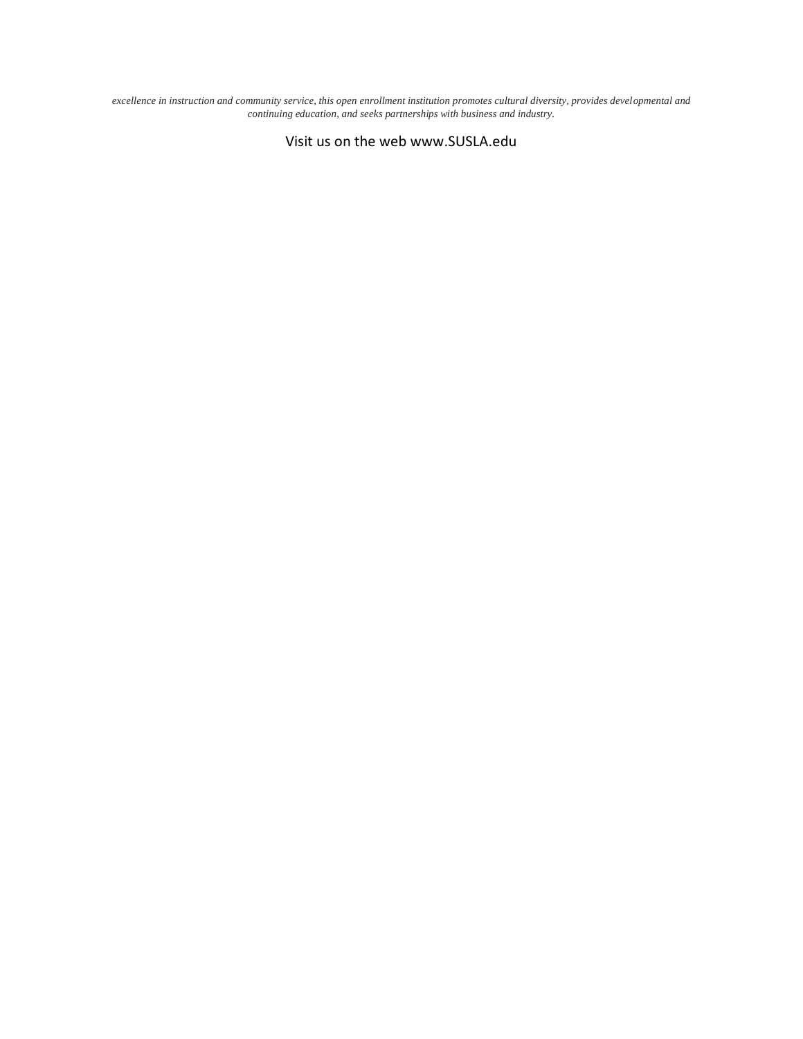*excellence in instruction and community service, this open enrollment institution promotes cultural diversity, provides developmental and continuing education, and seeks partnerships with business and industry.*

Visit us on the web www.SUSLA.edu